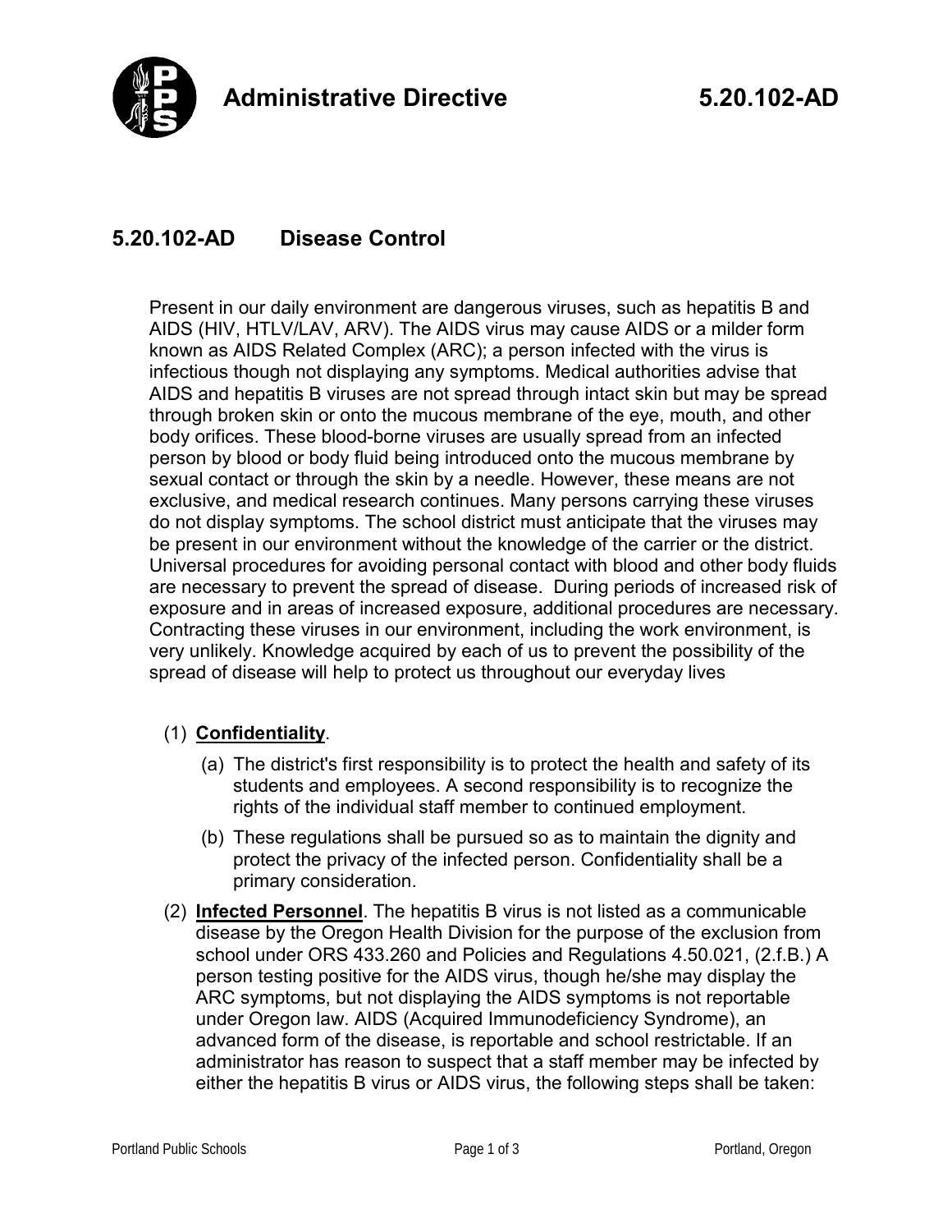# Administrative Directive 5.20.102-AD

## 5.20.102-AD Disease Control

Present in our daily environment are dangerous viruses, such as hepatitis B and AIDS (HIV, HTLV/LAV, ARV). The AIDS virus may cause AIDS or a milder form known as AIDS Related Complex (ARC); a person infected with the virus is infectious though not displaying any symptoms. Medical authorities advise that AIDS and hepatitis B viruses are not spread through intact skin but may be spread through broken skin or onto the mucous membrane of the eye, mouth, and other body orifices. These blood-borne viruses are usually spread from an infected person by blood or body fluid being introduced onto the mucous membrane by sexual contact or through the skin by a needle. However, these means are not exclusive, and medical research continues. Many persons carrying these viruses do not display symptoms. The school district must anticipate that the viruses may be present in our environment without the knowledge of the carrier or the district. Universal procedures for avoiding personal contact with blood and other body fluids are necessary to prevent the spread of disease. During periods of increased risk of exposure and in areas of increased exposure, additional procedures are necessary. Contracting these viruses in our environment, including the work environment, is very unlikely. Knowledge acquired by each of us to prevent the possibility of the spread of disease will help to protect us throughout our everyday lives

(1) **Confidentiality**.

  (a) The district's first responsibility is to protect the health and safety of its students and employees. A second responsibility is to recognize the rights of the individual staff member to continued employment.

  (b) These regulations shall be pursued so as to maintain the dignity and protect the privacy of the infected person. Confidentiality shall be a primary consideration.

(2) **Infected Personnel**. The hepatitis B virus is not listed as a communicable disease by the Oregon Health Division for the purpose of the exclusion from school under ORS 433.260 and Policies and Regulations 4.50.021, (2.f.B.) A person testing positive for the AIDS virus, though he/she may display the ARC symptoms, but not displaying the AIDS symptoms is not reportable under Oregon law. AIDS (Acquired Immunodeficiency Syndrome), an advanced form of the disease, is reportable and school restrictable. If an administrator has reason to suspect that a staff member may be infected by either the hepatitis B virus or AIDS virus, the following steps shall be taken: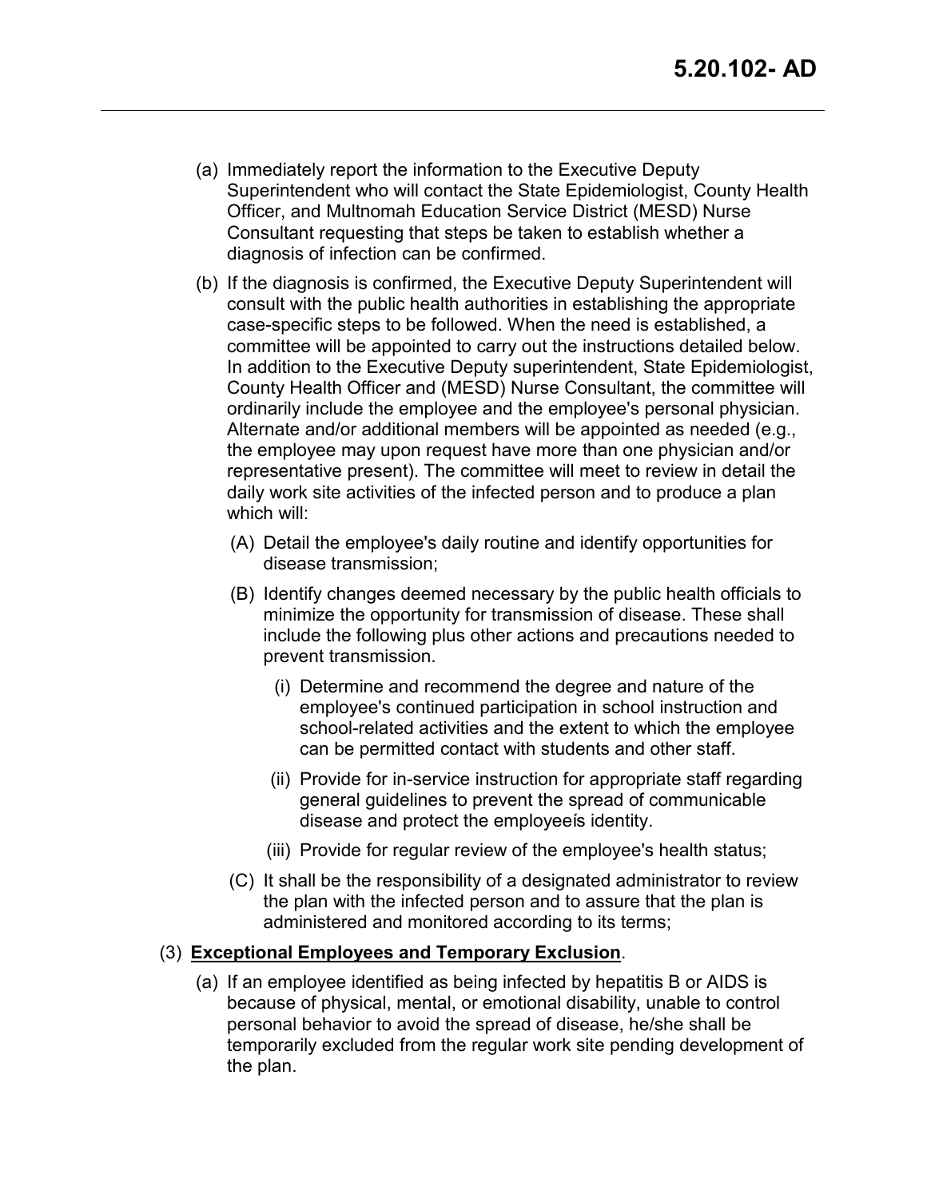(a) Immediately report the information to the Executive Deputy Superintendent who will contact the State Epidemiologist, County Health Officer, and Multnomah Education Service District (MESD) Nurse Consultant requesting that steps be taken to establish whether a diagnosis of infection can be confirmed.

(b) If the diagnosis is confirmed, the Executive Deputy Superintendent will consult with the public health authorities in establishing the appropriate case-specific steps to be followed. When the need is established, a committee will be appointed to carry out the instructions detailed below. In addition to the Executive Deputy superintendent, State Epidemiologist, County Health Officer and (MESD) Nurse Consultant, the committee will ordinarily include the employee and the employee's personal physician. Alternate and/or additional members will be appointed as needed (e.g., the employee may upon request have more than one physician and/or representative present). The committee will meet to review in detail the daily work site activities of the infected person and to produce a plan which will:

   (A) Detail the employee's daily routine and identify opportunities for disease transmission;

   (B) Identify changes deemed necessary by the public health officials to minimize the opportunity for transmission of disease. These shall include the following plus other actions and precautions needed to prevent transmission.

      (i) Determine and recommend the degree and nature of the employee's continued participation in school instruction and school-related activities and the extent to which the employee can be permitted contact with students and other staff.

      (ii) Provide for in-service instruction for appropriate staff regarding general guidelines to prevent the spread of communicable disease and protect the employeeís identity.

      (iii) Provide for regular review of the employee's health status;

   (C) It shall be the responsibility of a designated administrator to review the plan with the infected person and to assure that the plan is administered and monitored according to its terms;

(3) **<u>Exceptional Employees and Temporary Exclusion</u>**.

(a) If an employee identified as being infected by hepatitis B or AIDS is because of physical, mental, or emotional disability, unable to control personal behavior to avoid the spread of disease, he/she shall be temporarily excluded from the regular work site pending development of the plan.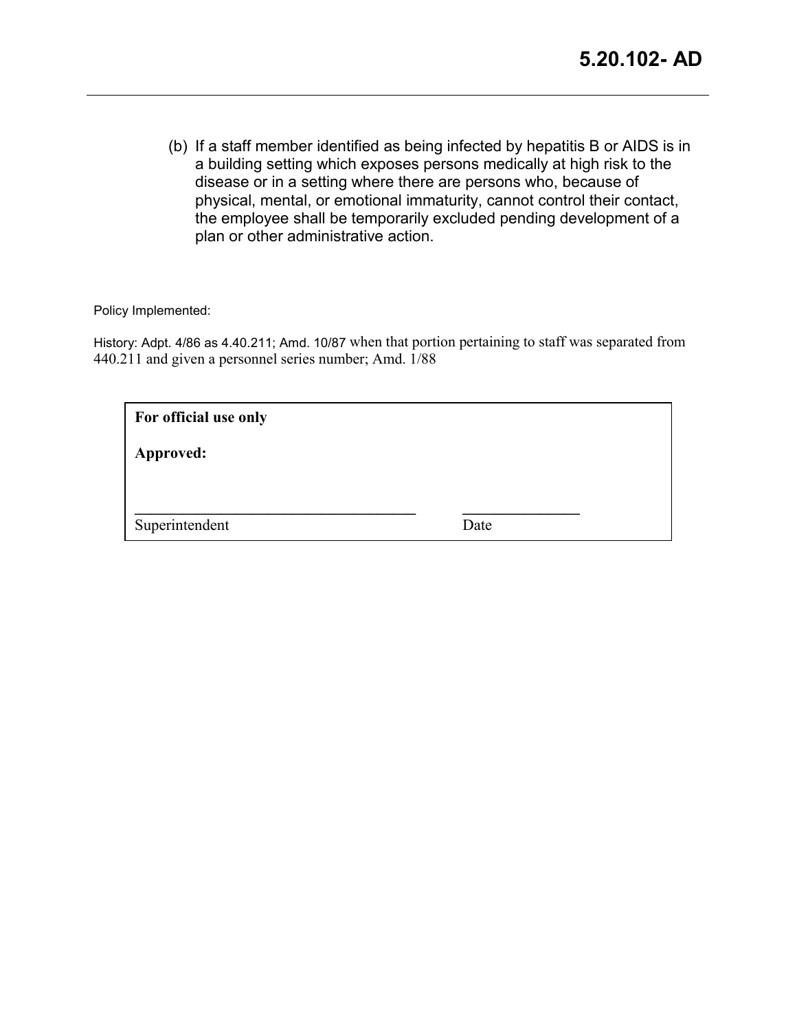(b) If a staff member identified as being infected by hepatitis B or AIDS is in a building setting which exposes persons medically at high risk to the disease or in a setting where there are persons who, because of physical, mental, or emotional immaturity, cannot control their contact, the employee shall be temporarily excluded pending development of a plan or other administrative action.

Policy Implemented:

History: Adpt. 4/86 as 4.40.211; Amd. 10/87 when that portion pertaining to staff was separated from 440.211 and given a personnel series number; Amd. 1/88

**For official use only**

**Approved:**

___________________________________ _______________

Superintendent Date